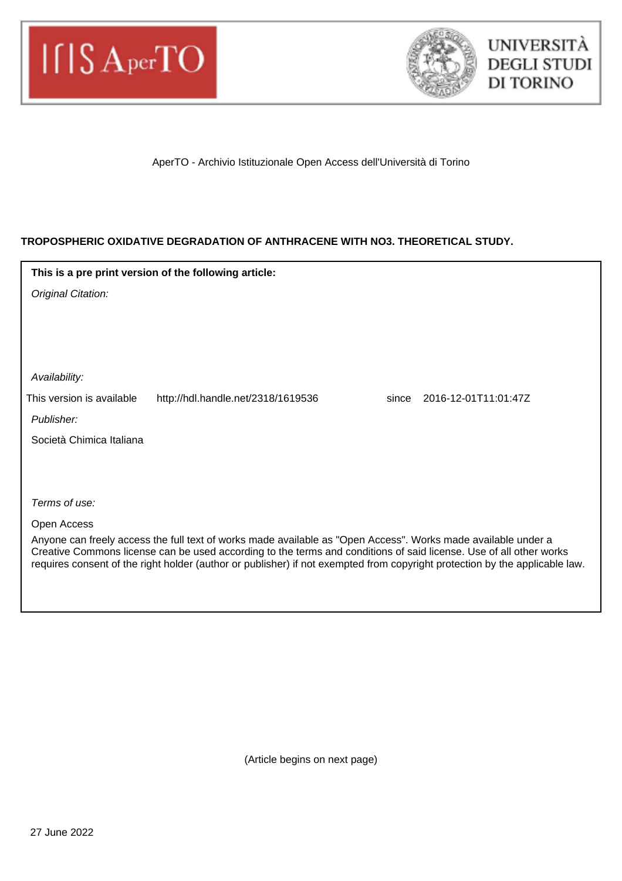AperTO - Archivio Istituzionale Open Access dell'Università di Torino

**TROPOSPHERIC OXIDATIVE DEGRADATION OF ANTHRACENE WITH NO3. THEORETICAL STUDY.**

**This is a pre print version of the following article:**

*Original Citation:*

*Availability:*

This version is available http://hdl.handle.net/2318/1619536 since 2016-12-01T11:01:47Z

*Publisher:*

Società Chimica Italiana

*Terms of use:*

Open Access

Anyone can freely access the full text of works made available as "Open Access". Works made available under a Creative Commons license can be used according to the terms and conditions of said license. Use of all other works requires consent of the right holder (author or publisher) if not exempted from copyright protection by the applicable law.

(Article begins on next page)

27 June 2022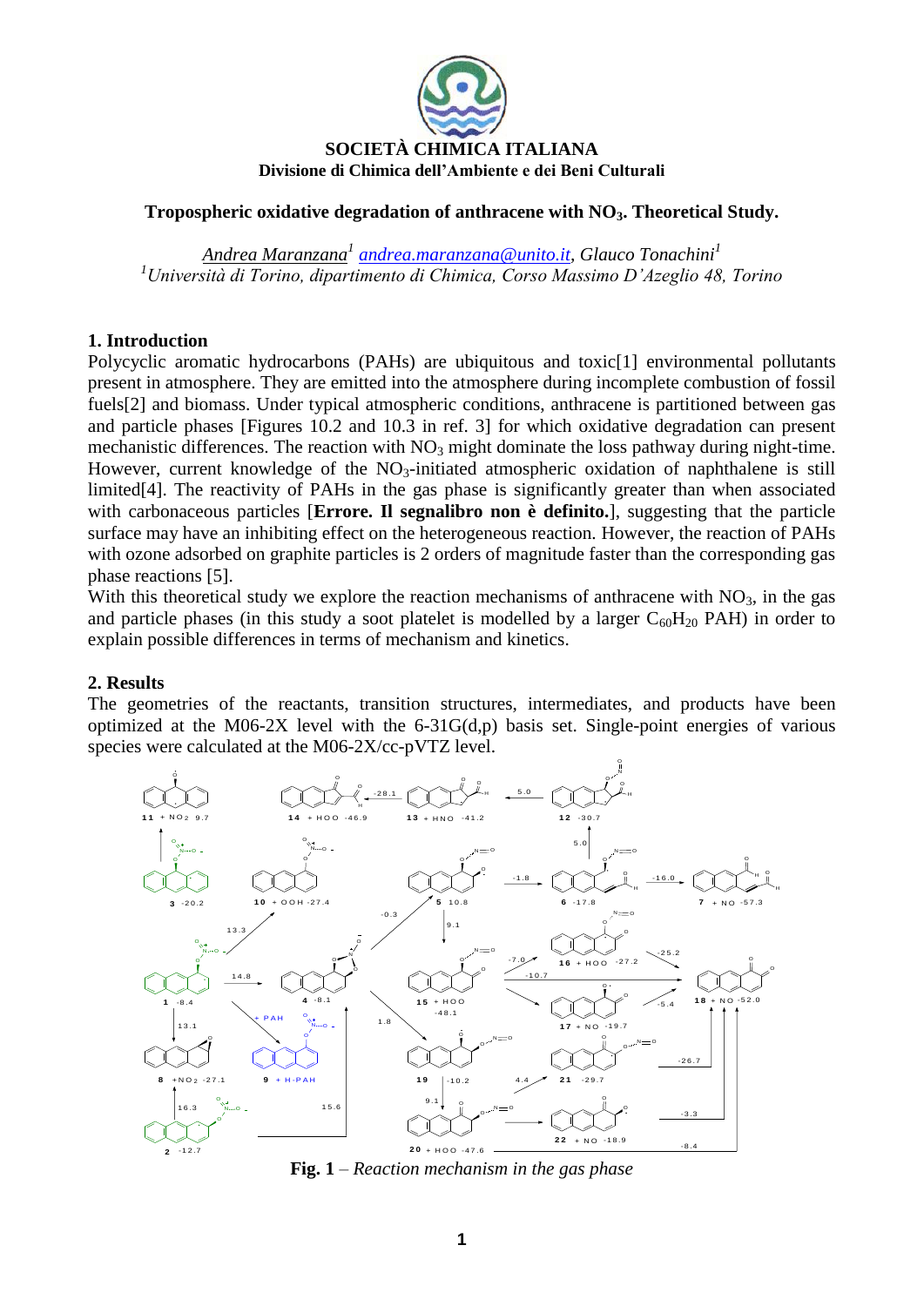# SOCIETÀ CHIMICA ITALIANA

**Divisione di Chimica dell'Ambiente e dei Beni Culturali**

## Tropospheric oxidative degradation of anthracene with $NO_3$. Theoretical Study.

*Andrea Maranzana[1] andrea.maranzana@unito.it, Glauco Tonachini[1]*

*[1]Università di Torino, dipartimento di Chimica, Corso Massimo D'Azeglio 48, Torino*

### 1. Introduction

Polycyclic aromatic hydrocarbons (PAHs) are ubiquitous and toxic[1] environmental pollutants present in atmosphere. They are emitted into the atmosphere during incomplete combustion of fossil fuels[2] and biomass. Under typical atmospheric conditions, anthracene is partitioned between gas and particle phases [Figures 10.2 and 10.3 in ref. 3] for which oxidative degradation can present mechanistic differences. The reaction with $NO_3$ might dominate the loss pathway during night-time. However, current knowledge of the $NO_3$-initiated atmospheric oxidation of naphthalene is still limited[4]. The reactivity of PAHs in the gas phase is significantly greater than when associated with carbonaceous particles [**Errore. Il segnalibro non è definito.**], suggesting that the particle surface may have an inhibiting effect on the heterogeneous reaction. However, the reaction of PAHs with ozone adsorbed on graphite particles is 2 orders of magnitude faster than the corresponding gas phase reactions [5].

With this theoretical study we explore the reaction mechanisms of anthracene with $NO_3$, in the gas and particle phases (in this study a soot platelet is modelled by a larger $C_{60}H_{20}$ PAH) in order to explain possible differences in terms of mechanism and kinetics.

### 2. Results

The geometries of the reactants, transition structures, intermediates, and products have been optimized at the M06-2X level with the 6-31G(d,p) basis set. Single-point energies of various species were calculated at the M06-2X/cc-pVTZ level.

**Fig. 1** – *Reaction mechanism in the gas phase*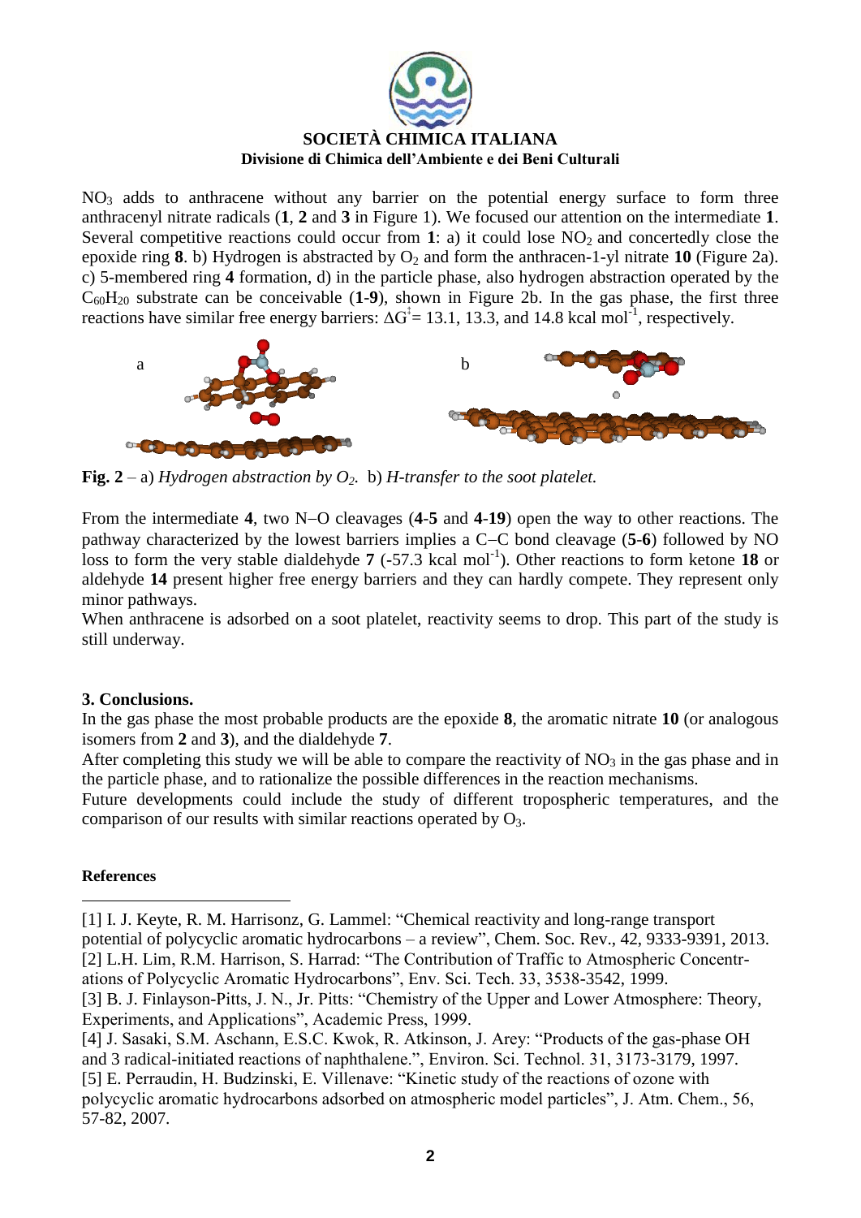$NO_3$ adds to anthracene without any barrier on the potential energy surface to form three anthracenyl nitrate radicals (**1**, **2** and **3** in Figure 1). We focused our attention on the intermediate **1**. Several competitive reactions could occur from **1**: a) it could lose $NO_2$ and concertedly close the epoxide ring **8**. b) Hydrogen is abstracted by $O_2$ and form the anthracen-1-yl nitrate **10** (Figure 2a). c) 5-membered ring **4** formation, d) in the particle phase, also hydrogen abstraction operated by the $C_{60}H_{20}$ substrate can be conceivable (**1-9**), shown in Figure 2b. In the gas phase, the first three reactions have similar free energy barriers: $\Delta G^{\ddagger} = 13.1$, 13.3, and 14.8 kcal mol$^{-1}$, respectively.

a

b

**Fig. 2** – a) *Hydrogen abstraction by $O_2$.* b) *H-transfer to the soot platelet.*

From the intermediate **4**, two N–O cleavages (**4-5** and **4-19**) open the way to other reactions. The pathway characterized by the lowest barriers implies a C–C bond cleavage (**5-6**) followed by NO loss to form the very stable dialdehyde **7** (-57.3 kcal mol$^{-1}$). Other reactions to form ketone **18** or aldehyde **14** present higher free energy barriers and they can hardly compete. They represent only minor pathways.

When anthracene is adsorbed on a soot platelet, reactivity seems to drop. This part of the study is still underway.

## 3. Conclusions.

In the gas phase the most probable products are the epoxide **8**, the aromatic nitrate **10** (or analogous isomers from **2** and **3**), and the dialdehyde **7**.

After completing this study we will be able to compare the reactivity of $NO_3$ in the gas phase and in the particle phase, and to rationalize the possible differences in the reaction mechanisms.

Future developments could include the study of different tropospheric temperatures, and the comparison of our results with similar reactions operated by $O_3$.

## References

[1] I. J. Keyte, R. M. Harrisonz, G. Lammel: "Chemical reactivity and long-range transport potential of polycyclic aromatic hydrocarbons – a review", Chem. Soc. Rev., 42, 9333-9391, 2013.

[2] L.H. Lim, R.M. Harrison, S. Harrad: "The Contribution of Traffic to Atmospheric Concentrations of Polycyclic Aromatic Hydrocarbons", Env. Sci. Tech. 33, 3538-3542, 1999.

[3] B. J. Finlayson-Pitts, J. N., Jr. Pitts: "Chemistry of the Upper and Lower Atmosphere: Theory, Experiments, and Applications", Academic Press, 1999.

[4] J. Sasaki, S.M. Aschann, E.S.C. Kwok, R. Atkinson, J. Arey: "Products of the gas-phase OH and 3 radical-initiated reactions of naphthalene.", Environ. Sci. Technol. 31, 3173-3179, 1997.

[5] E. Perraudin, H. Budzinski, E. Villenave: "Kinetic study of the reactions of ozone with polycyclic aromatic hydrocarbons adsorbed on atmospheric model particles", J. Atm. Chem., 56, 57-82, 2007.